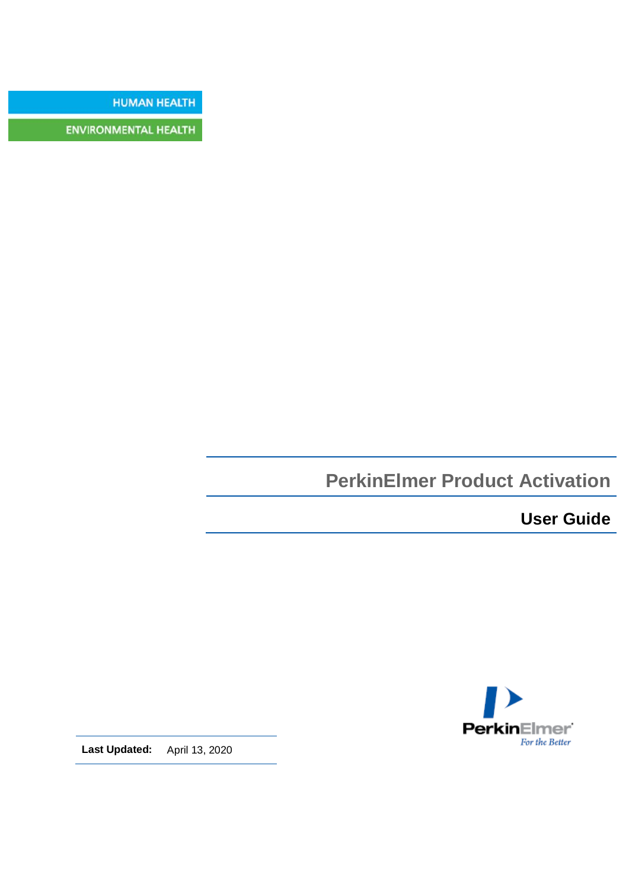HUMAN HEALTH

ENVIRONMENTAL HEALTH

# PerkinElmer Product Activation

## User Guide

PerkinElmer
*For the Better*

**Last Updated:** April 13, 2020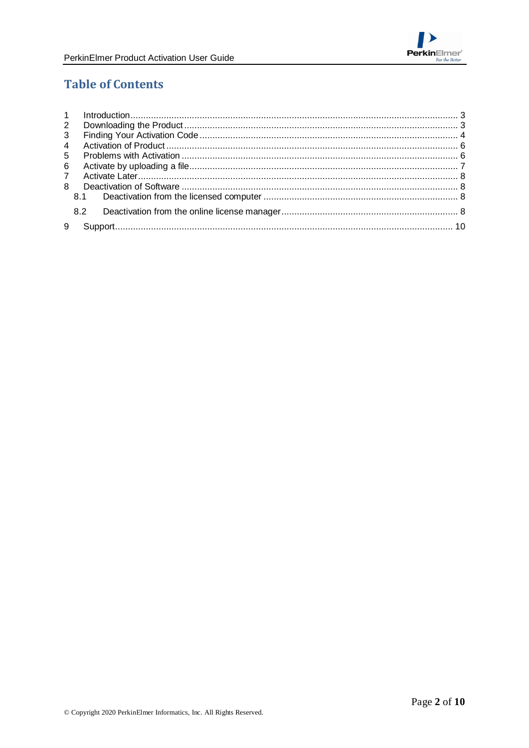# Table of Contents

1 Introduction ........................................................................................................................ 3
2 Downloading the Product ................................................................................................... 3
3 Finding Your Activation Code ............................................................................................ 4
4 Activation of Product ......................................................................................................... 6
5 Problems with Activation ................................................................................................... 6
6 Activate by uploading a file ................................................................................................ 7
7 Activate Later ..................................................................................................................... 8
8 Deactivation of Software .................................................................................................... 8
  8.1 Deactivation from the licensed computer ..................................................................... 8
  8.2 Deactivation from the online license manager .............................................................. 8
9 Support ............................................................................................................................ 10

© Copyright 2020 PerkinElmer Informatics, Inc. All Rights Reserved.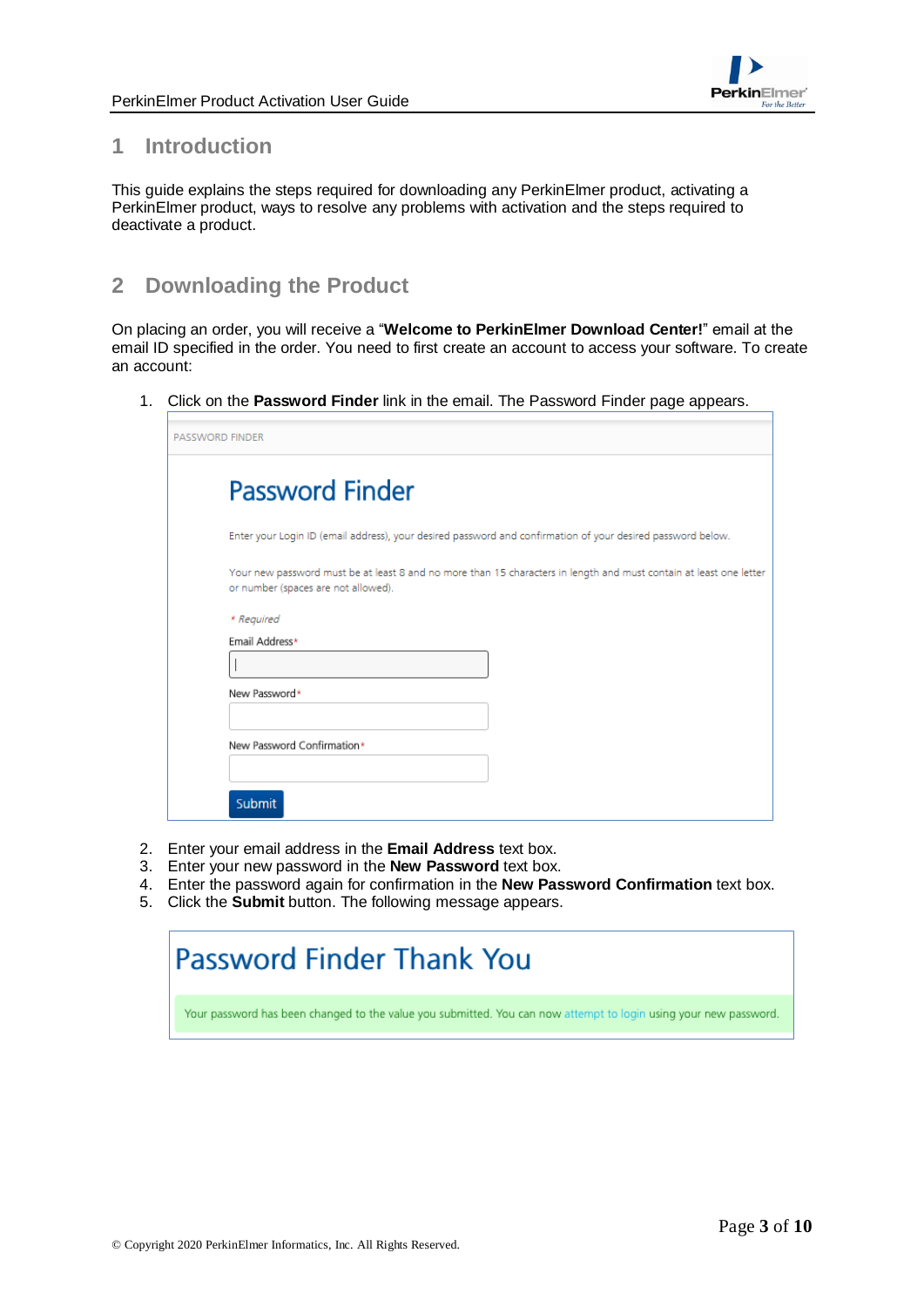# 1 Introduction

This guide explains the steps required for downloading any PerkinElmer product, activating a PerkinElmer product, ways to resolve any problems with activation and the steps required to deactivate a product.

# 2 Downloading the Product

On placing an order, you will receive a "**Welcome to PerkinElmer Download Center!**" email at the email ID specified in the order. You need to first create an account to access your software. To create an account:

1. Click on the **Password Finder** link in the email. The Password Finder page appears.

PASSWORD FINDER

Password Finder

Enter your Login ID (email address), your desired password and confirmation of your desired password below.

Your new password must be at least 8 and no more than 15 characters in length and must contain at least one letter or number (spaces are not allowed).

* Required

Email Address*

New Password*

New Password Confirmation*

Submit

2. Enter your email address in the **Email Address** text box.
3. Enter your new password in the **New Password** text box.
4. Enter the password again for confirmation in the **New Password Confirmation** text box.
5. Click the **Submit** button. The following message appears.

Password Finder Thank You

Your password has been changed to the value you submitted. You can now attempt to login using your new password.

© Copyright 2020 PerkinElmer Informatics, Inc. All Rights Reserved.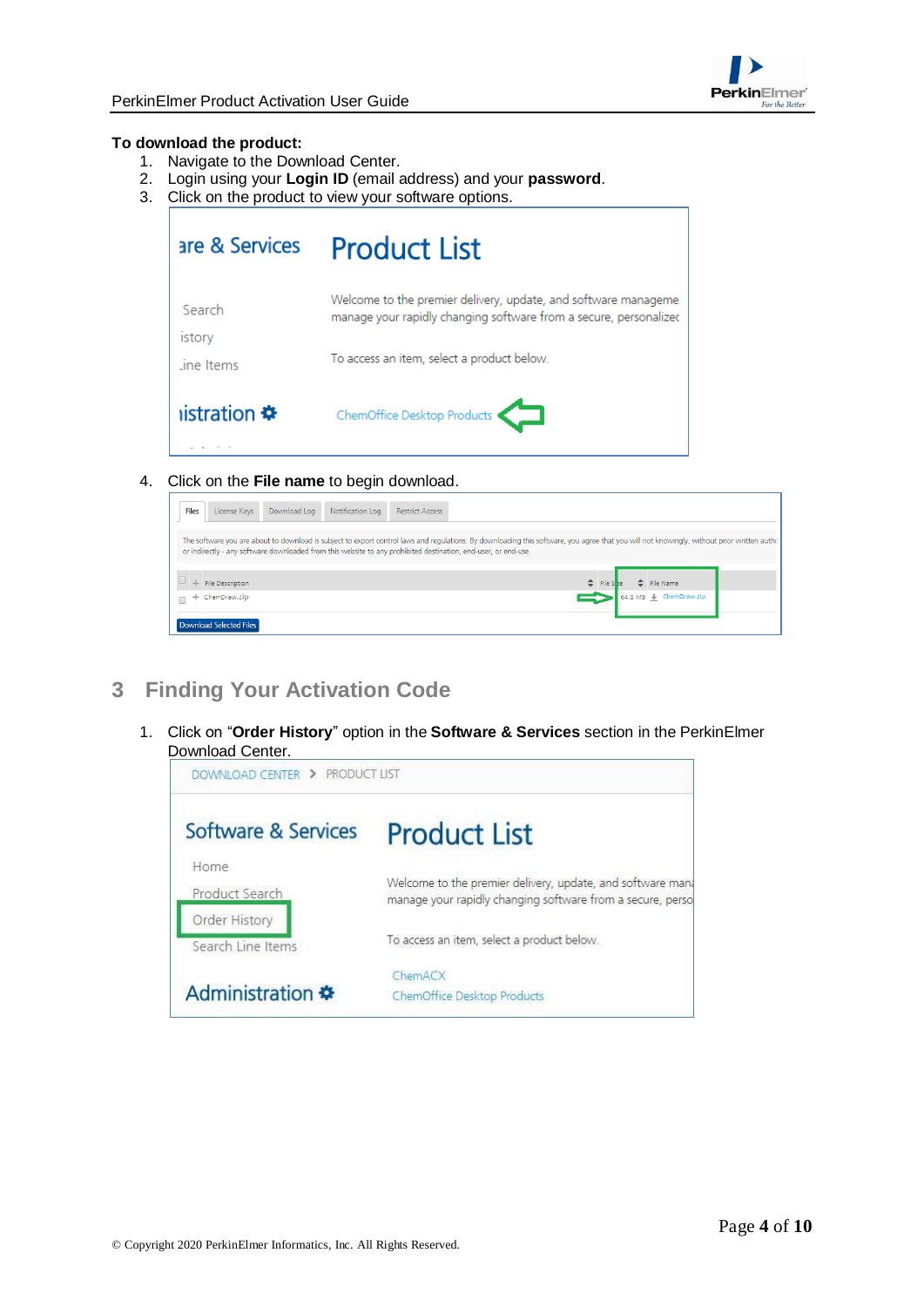**To download the product:**

1. Navigate to the Download Center.
2. Login using your **Login ID** (email address) and your **password**.
3. Click on the product to view your software options.
4. Click on the **File name** to begin download.

## 3 Finding Your Activation Code

1. Click on "**Order History**" option in the **Software & Services** section in the PerkinElmer Download Center.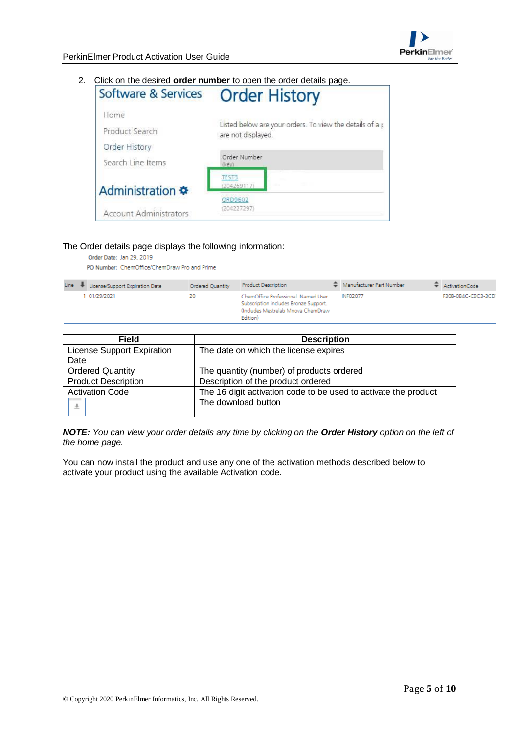2. Click on the desired **order number** to open the order details page.

The Order details page displays the following information:

| Field | Description |
|---|---|
| License Support Expiration Date | The date on which the license expires |
| Ordered Quantity | The quantity (number) of products ordered |
| Product Description | Description of the product ordered |
| Activation Code | The 16 digit activation code to be used to activate the product |
| | The download button |

***NOTE:*** *You can view your order details any time by clicking on the* ***Order History*** *option on the left of the home page.*

You can now install the product and use any one of the activation methods described below to activate your product using the available Activation code.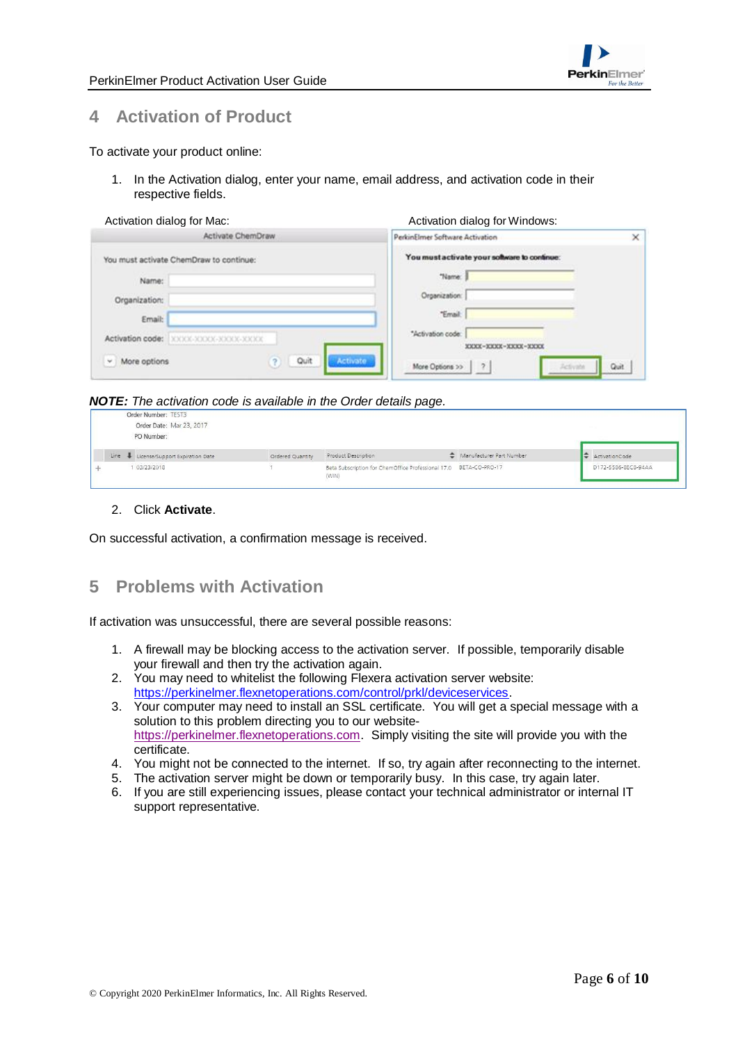# 4 Activation of Product

To activate your product online:

1. In the Activation dialog, enter your name, email address, and activation code in their respective fields.

Activation dialog for Mac:

Activation dialog for Windows:

***NOTE:*** *The activation code is available in the Order details page.*

2. Click **Activate**.

On successful activation, a confirmation message is received.

# 5 Problems with Activation

If activation was unsuccessful, there are several possible reasons:

1. A firewall may be blocking access to the activation server. If possible, temporarily disable your firewall and then try the activation again.
2. You may need to whitelist the following Flexera activation server website: https://perkinelmer.flexnetoperations.com/control/prkl/deviceservices.
3. Your computer may need to install an SSL certificate. You will get a special message with a solution to this problem directing you to our website- https://perkinelmer.flexnetoperations.com. Simply visiting the site will provide you with the certificate.
4. You might not be connected to the internet. If so, try again after reconnecting to the internet.
5. The activation server might be down or temporarily busy. In this case, try again later.
6. If you are still experiencing issues, please contact your technical administrator or internal IT support representative.

© Copyright 2020 PerkinElmer Informatics, Inc. All Rights Reserved.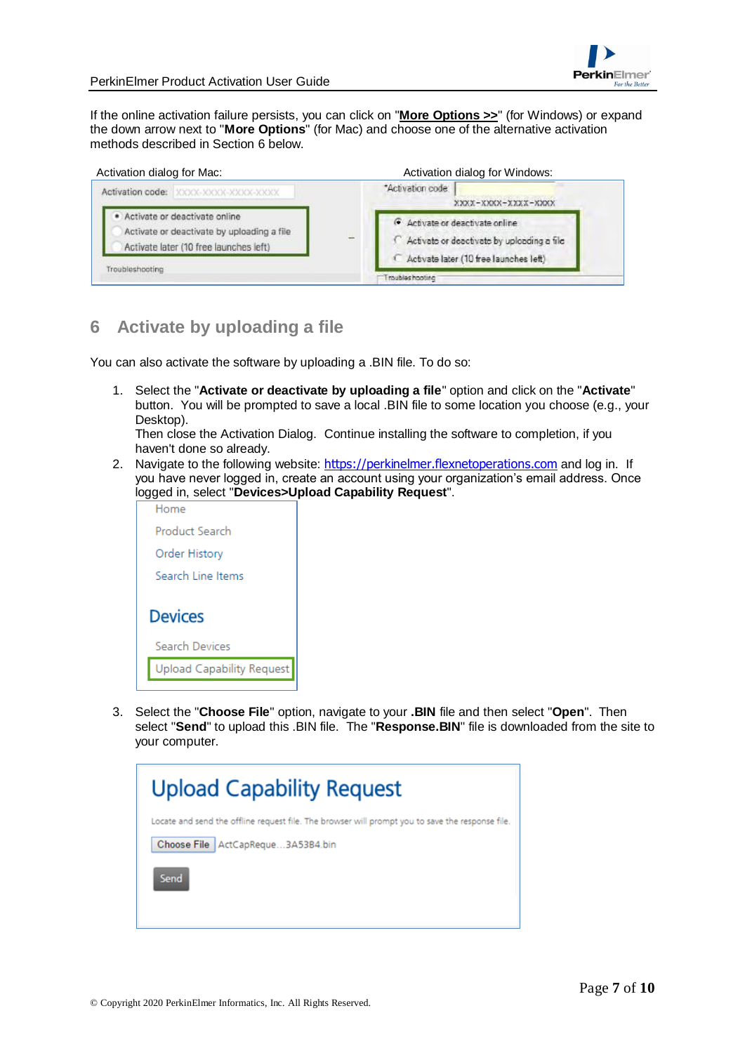If the online activation failure persists, you can click on "**More Options >>**" (for Windows) or expand the down arrow next to "**More Options**" (for Mac) and choose one of the alternative activation methods described in Section 6 below.

Activation dialog for Mac: Activation dialog for Windows:

## 6 Activate by uploading a file

You can also activate the software by uploading a .BIN file. To do so:

1. Select the "**Activate or deactivate by uploading a file**" option and click on the "**Activate**" button. You will be prompted to save a local .BIN file to some location you choose (e.g., your Desktop).
   Then close the Activation Dialog. Continue installing the software to completion, if you haven't done so already.
2. Navigate to the following website: https://perkinelmer.flexnetoperations.com and log in. If you have never logged in, create an account using your organization's email address. Once logged in, select "**Devices>Upload Capability Request**".
3. Select the "**Choose File**" option, navigate to your **.BIN** file and then select "**Open**". Then select "**Send**" to upload this .BIN file. The "**Response.BIN**" file is downloaded from the site to your computer.

© Copyright 2020 PerkinElmer Informatics, Inc. All Rights Reserved.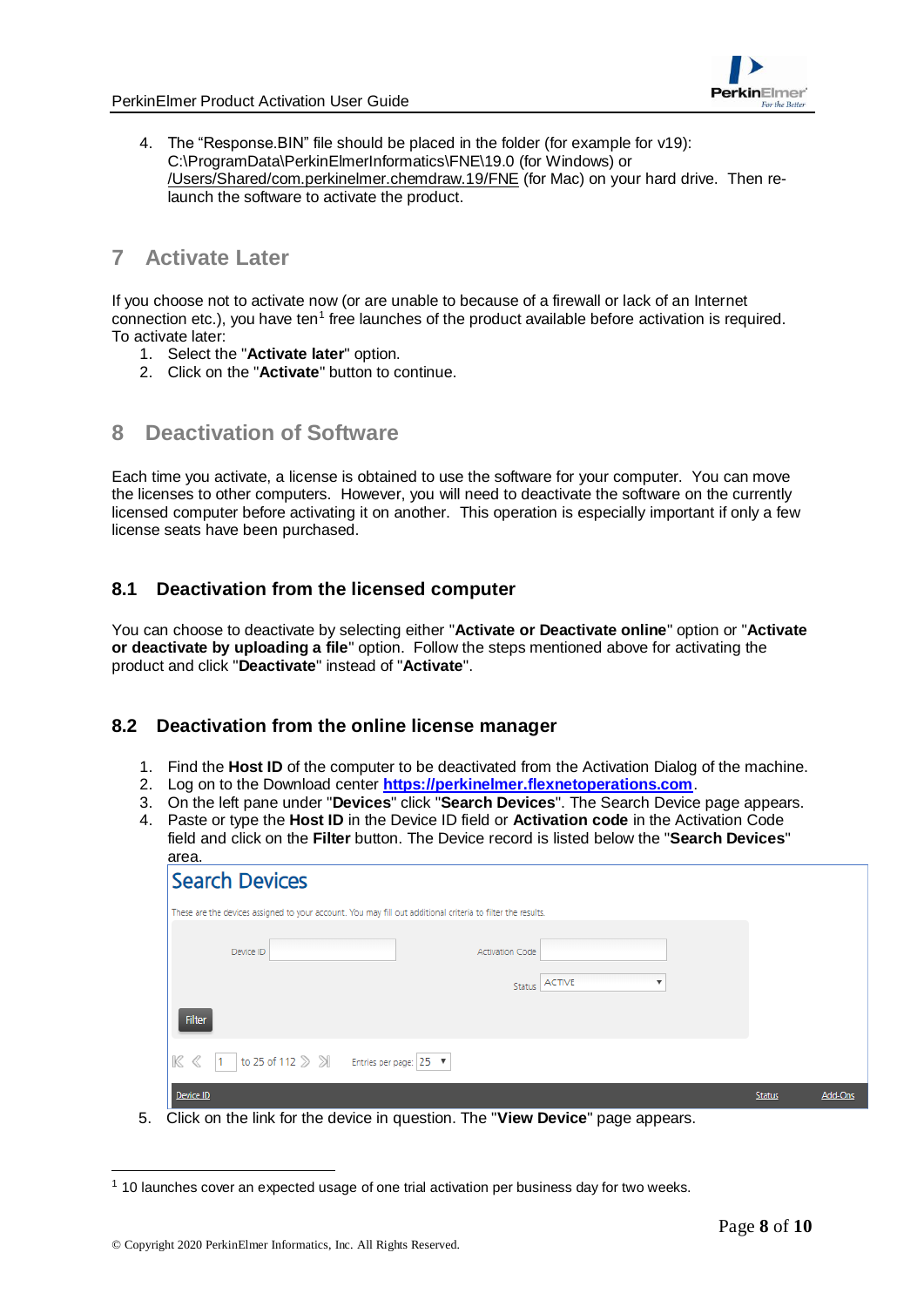4. The "Response.BIN" file should be placed in the folder (for example for v19): C:\ProgramData\PerkinElmerInformatics\FNE\19.0 (for Windows) or /Users/Shared/com.perkinelmer.chemdraw.19/FNE (for Mac) on your hard drive. Then re-launch the software to activate the product.

# 7 Activate Later

If you choose not to activate now (or are unable to because of a firewall or lack of an Internet connection etc.), you have ten[1] free launches of the product available before activation is required. To activate later:

1. Select the "**Activate later**" option.
2. Click on the "**Activate**" button to continue.

# 8 Deactivation of Software

Each time you activate, a license is obtained to use the software for your computer. You can move the licenses to other computers. However, you will need to deactivate the software on the currently licensed computer before activating it on another. This operation is especially important if only a few license seats have been purchased.

## 8.1 Deactivation from the licensed computer

You can choose to deactivate by selecting either "**Activate or Deactivate online**" option or "**Activate or deactivate by uploading a file**" option. Follow the steps mentioned above for activating the product and click "**Deactivate**" instead of "**Activate**".

## 8.2 Deactivation from the online license manager

1. Find the **Host ID** of the computer to be deactivated from the Activation Dialog of the machine.
2. Log on to the Download center **https://perkinelmer.flexnetoperations.com**.
3. On the left pane under "**Devices**" click "**Search Devices**". The Search Device page appears.
4. Paste or type the **Host ID** in the Device ID field or **Activation code** in the Activation Code field and click on the **Filter** button. The Device record is listed below the "**Search Devices**" area.

Search Devices

These are the devices assigned to your account. You may fill out additional criteria to filter the results.

Device ID | Activation Code | Status: ACTIVE

Filter

1 to 25 of 112 | Entries per page: 25

| Device ID | Status | Add-Ons |
| --- | --- | --- |

5. Click on the link for the device in question. The "**View Device**" page appears.

[1] 10 launches cover an expected usage of one trial activation per business day for two weeks.

© Copyright 2020 PerkinElmer Informatics, Inc. All Rights Reserved.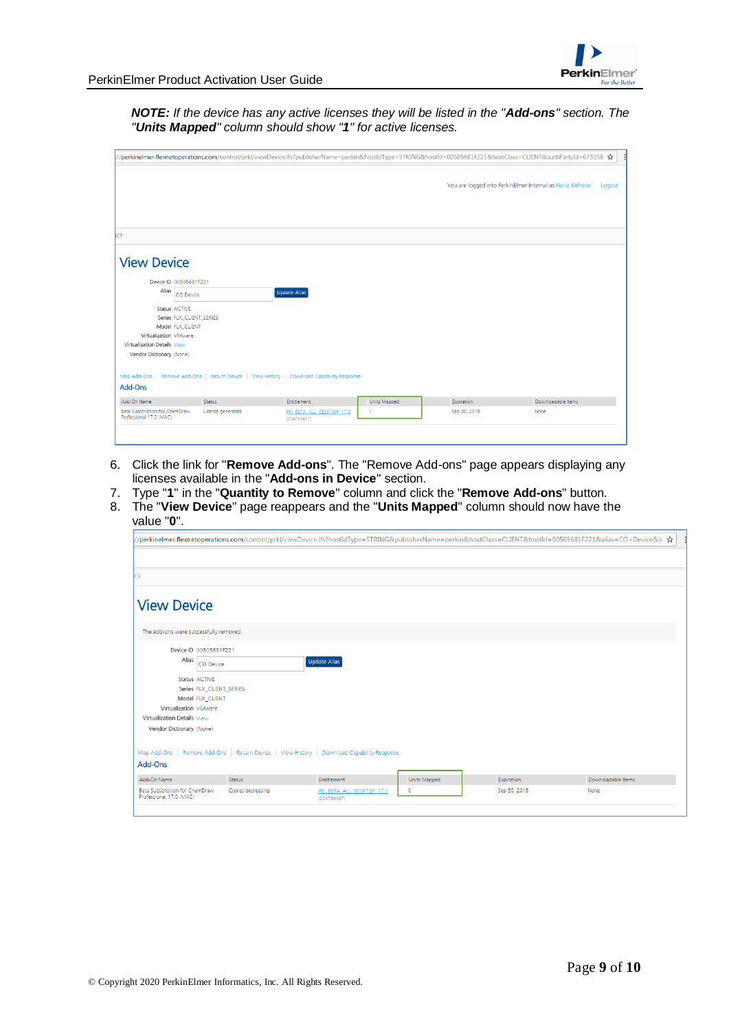***NOTE:*** *If the device has any active licenses they will be listed in the "**Add-ons**" section. The "**Units Mapped**" column should show "**1**" for active licenses.*

6. Click the link for "**Remove Add-ons**". The "Remove Add-ons" page appears displaying any licenses available in the "**Add-ons in Device**" section.
7. Type "**1**" in the "**Quantity to Remove**" column and click the "**Remove Add-ons**" button.
8. The "**View Device**" page reappears and the "**Units Mapped**" column should now have the value "**0**".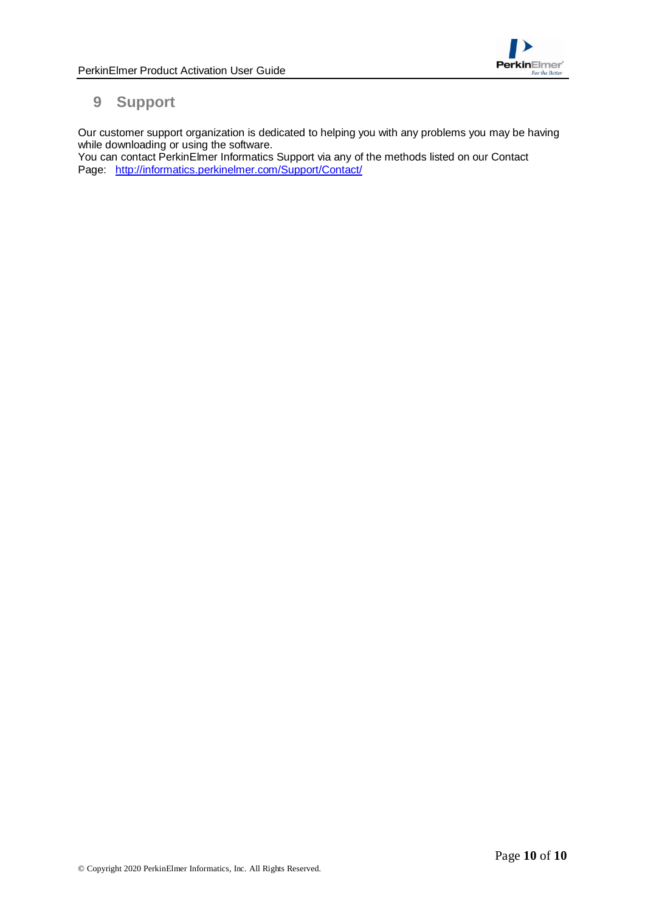# 9 Support

Our customer support organization is dedicated to helping you with any problems you may be having while downloading or using the software.

You can contact PerkinElmer Informatics Support via any of the methods listed on our Contact Page: http://informatics.perkinelmer.com/Support/Contact/

© Copyright 2020 PerkinElmer Informatics, Inc. All Rights Reserved.